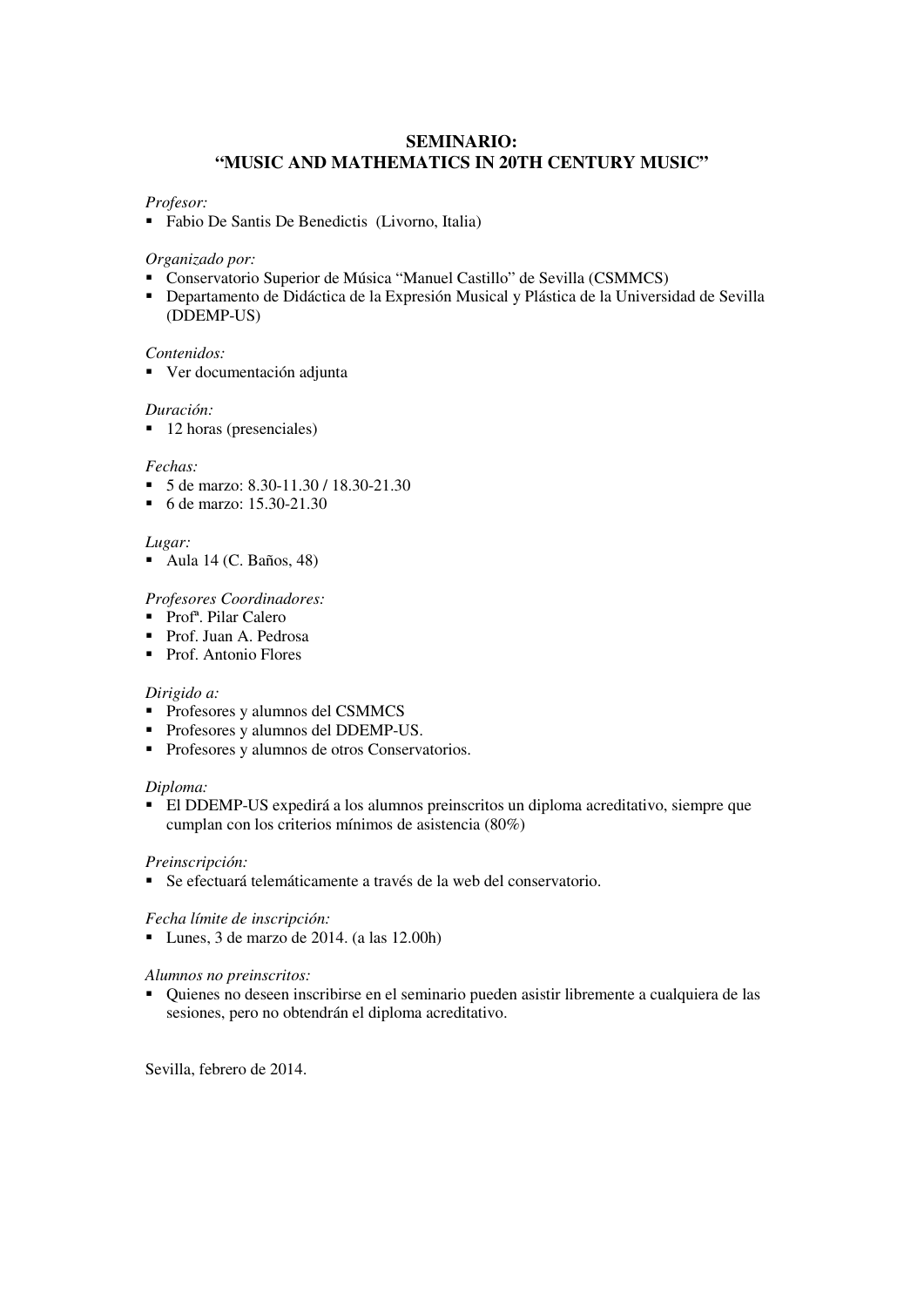# SEMINARIO:
# "MUSIC AND MATHEMATICS IN 20TH CENTURY MUSIC"

*Profesor:*
- Fabio De Santis De Benedictis (Livorno, Italia)

*Organizado por:*
- Conservatorio Superior de Música "Manuel Castillo" de Sevilla (CSMMCS)
- Departamento de Didáctica de la Expresión Musical y Plástica de la Universidad de Sevilla (DDEMP-US)

*Contenidos:*
- Ver documentación adjunta

*Duración:*
- 12 horas (presenciales)

*Fechas:*
- 5 de marzo: 8.30-11.30 / 18.30-21.30
- 6 de marzo: 15.30-21.30

*Lugar:*
- Aula 14 (C. Baños, 48)

*Profesores Coordinadores:*
- Profª. Pilar Calero
- Prof. Juan A. Pedrosa
- Prof. Antonio Flores

*Dirigido a:*
- Profesores y alumnos del CSMMCS
- Profesores y alumnos del DDEMP-US.
- Profesores y alumnos de otros Conservatorios.

*Diploma:*
- El DDEMP-US expedirá a los alumnos preinscritos un diploma acreditativo, siempre que cumplan con los criterios mínimos de asistencia (80%)

*Preinscripción:*
- Se efectuará telemáticamente a través de la web del conservatorio.

*Fecha límite de inscripción:*
- Lunes, 3 de marzo de 2014. (a las 12.00h)

*Alumnos no preinscritos:*
- Quienes no deseen inscribirse en el seminario pueden asistir libremente a cualquiera de las sesiones, pero no obtendrán el diploma acreditativo.

Sevilla, febrero de 2014.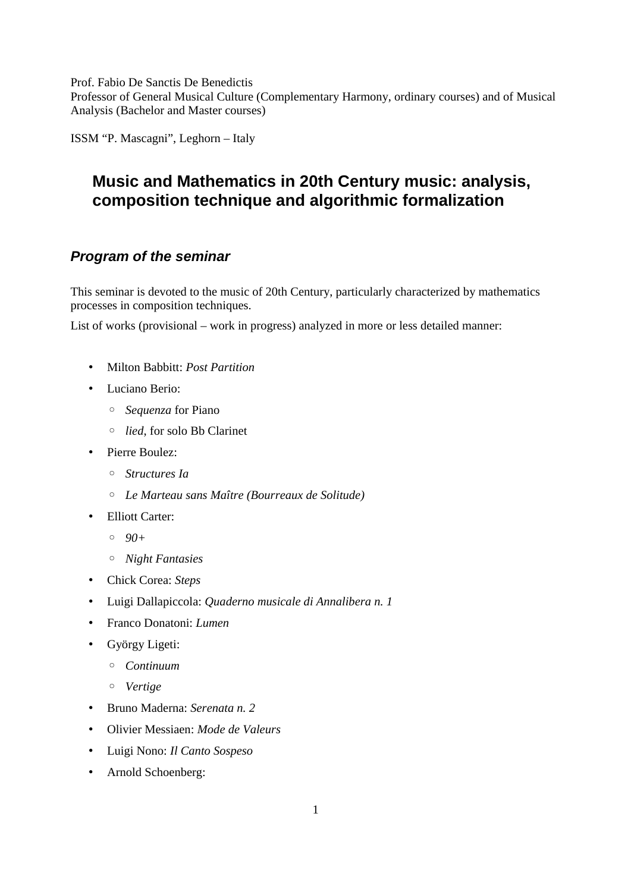Prof. Fabio De Sanctis De Benedictis
Professor of General Musical Culture (Complementary Harmony, ordinary courses) and of Musical Analysis (Bachelor and Master courses)

ISSM "P. Mascagni", Leghorn – Italy

# Music and Mathematics in 20th Century music: analysis, composition technique and algorithmic formalization

## *Program of the seminar*

This seminar is devoted to the music of 20th Century, particularly characterized by mathematics processes in composition techniques.

List of works (provisional – work in progress) analyzed in more or less detailed manner:

- Milton Babbitt: *Post Partition*
- Luciano Berio:
  - *Sequenza* for Piano
  - *lied*, for solo Bb Clarinet
- Pierre Boulez:
  - *Structures Ia*
  - *Le Marteau sans Maître (Bourreaux de Solitude)*
- Elliott Carter:
  - *90+*
  - *Night Fantasies*
- Chick Corea: *Steps*
- Luigi Dallapiccola: *Quaderno musicale di Annalibera n. 1*
- Franco Donatoni: *Lumen*
- György Ligeti:
  - *Continuum*
  - *Vertige*
- Bruno Maderna: *Serenata n. 2*
- Olivier Messiaen: *Mode de Valeurs*
- Luigi Nono: *Il Canto Sospeso*
- Arnold Schoenberg: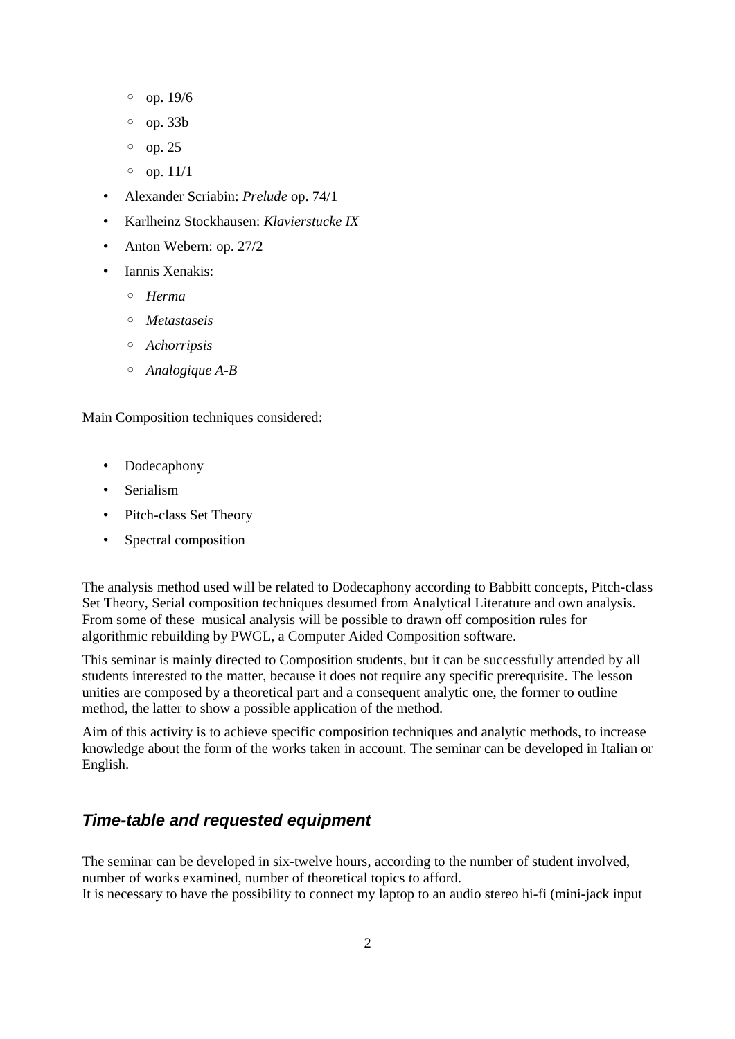- op. 19/6
    - op. 33b
    - op. 25
    - op. 11/1
- Alexander Scriabin: *Prelude* op. 74/1
- Karlheinz Stockhausen: *Klavierstucke IX*
- Anton Webern: op. 27/2
- Iannis Xenakis:
    - *Herma*
    - *Metastaseis*
    - *Achorripsis*
    - *Analogique A-B*

Main Composition techniques considered:

- Dodecaphony
- Serialism
- Pitch-class Set Theory
- Spectral composition

The analysis method used will be related to Dodecaphony according to Babbitt concepts, Pitch-class Set Theory, Serial composition techniques desumed from Analytical Literature and own analysis. From some of these musical analysis will be possible to drawn off composition rules for algorithmic rebuilding by PWGL, a Computer Aided Composition software.

This seminar is mainly directed to Composition students, but it can be successfully attended by all students interested to the matter, because it does not require any specific prerequisite. The lesson unities are composed by a theoretical part and a consequent analytic one, the former to outline method, the latter to show a possible application of the method.

Aim of this activity is to achieve specific composition techniques and analytic methods, to increase knowledge about the form of the works taken in account. The seminar can be developed in Italian or English.

## *Time-table and requested equipment*

The seminar can be developed in six-twelve hours, according to the number of student involved, number of works examined, number of theoretical topics to afford.
It is necessary to have the possibility to connect my laptop to an audio stereo hi-fi (mini-jack input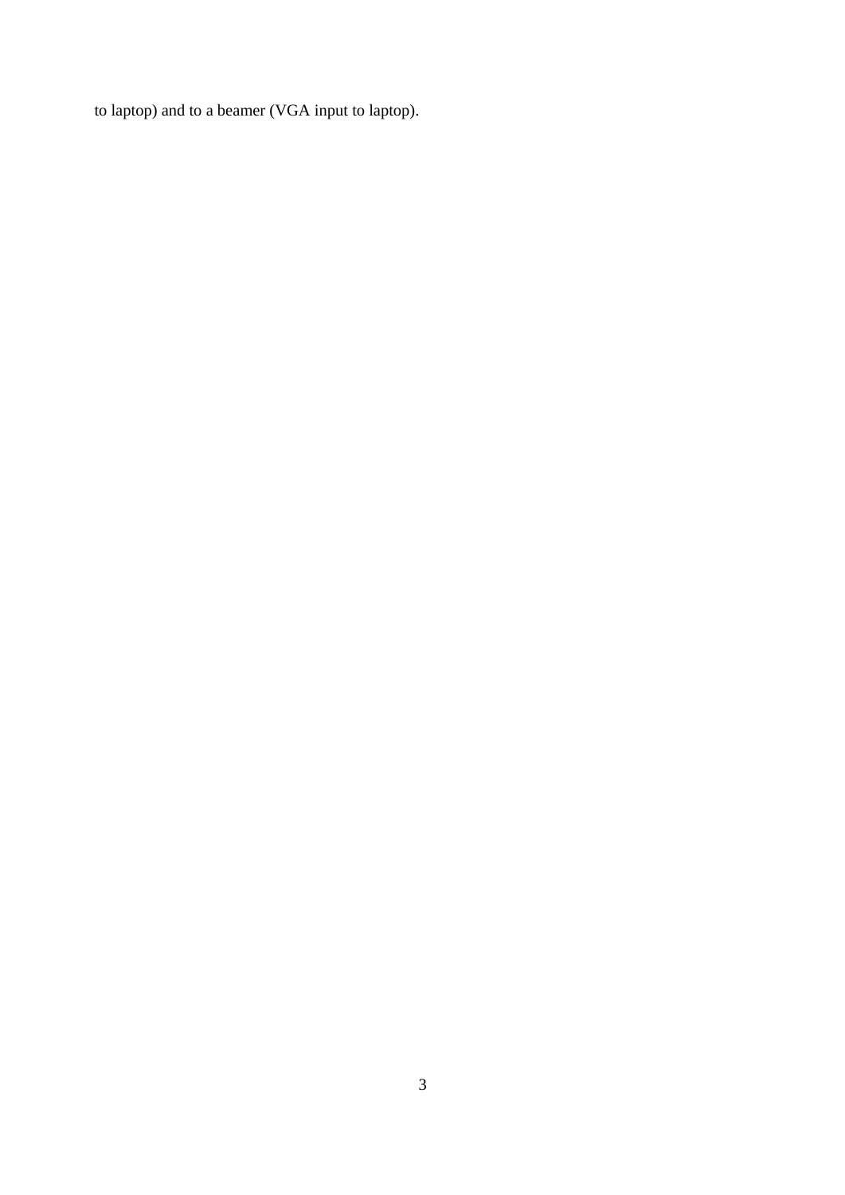to laptop) and to a beamer (VGA input to laptop).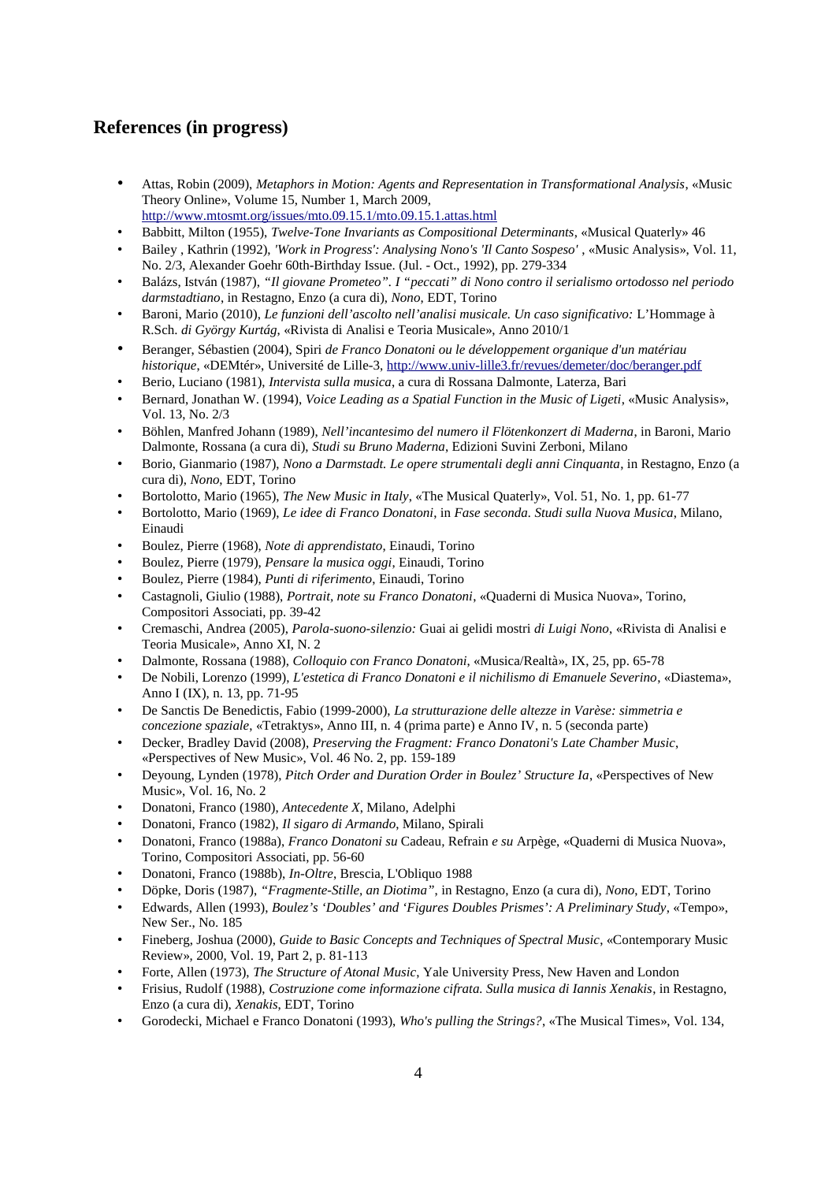## References (in progress)

- Attas, Robin (2009), *Metaphors in Motion: Agents and Representation in Transformational Analysis*, «Music Theory Online», Volume 15, Number 1, March 2009, http://www.mtosmt.org/issues/mto.09.15.1/mto.09.15.1.attas.html
- Babbitt, Milton (1955), *Twelve-Tone Invariants as Compositional Determinants*, «Musical Quaterly» 46
- Bailey , Kathrin (1992), *'Work in Progress': Analysing Nono's 'Il Canto Sospeso'* , «Music Analysis», Vol. 11, No. 2/3, Alexander Goehr 60th-Birthday Issue. (Jul. - Oct., 1992), pp. 279-334
- Balázs, István (1987), *"Il giovane Prometeo". I "peccati" di Nono contro il serialismo ortodosso nel periodo darmstadtiano*, in Restagno, Enzo (a cura di), *Nono*, EDT, Torino
- Baroni, Mario (2010), *Le funzioni dell'ascolto nell'analisi musicale. Un caso significativo:* L'Hommage à R.Sch. *di György Kurtág*, «Rivista di Analisi e Teoria Musicale», Anno 2010/1
- Beranger, Sébastien (2004), Spiri *de Franco Donatoni ou le développement organique d'un matériau historique*, «DEMtér», Université de Lille-3, http://www.univ-lille3.fr/revues/demeter/doc/beranger.pdf
- Berio, Luciano (1981), *Intervista sulla musica*, a cura di Rossana Dalmonte, Laterza, Bari
- Bernard, Jonathan W. (1994), *Voice Leading as a Spatial Function in the Music of Ligeti*, «Music Analysis», Vol. 13, No. 2/3
- Böhlen, Manfred Johann (1989), *Nell'incantesimo del numero il Flötenkonzert di Maderna*, in Baroni, Mario Dalmonte, Rossana (a cura di), *Studi su Bruno Maderna*, Edizioni Suvini Zerboni, Milano
- Borio, Gianmario (1987), *Nono a Darmstadt. Le opere strumentali degli anni Cinquanta*, in Restagno, Enzo (a cura di), *Nono*, EDT, Torino
- Bortolotto, Mario (1965), *The New Music in Italy*, «The Musical Quaterly», Vol. 51, No. 1, pp. 61-77
- Bortolotto, Mario (1969), *Le idee di Franco Donatoni*, in *Fase seconda. Studi sulla Nuova Musica*, Milano, Einaudi
- Boulez, Pierre (1968), *Note di apprendistato*, Einaudi, Torino
- Boulez, Pierre (1979), *Pensare la musica oggi*, Einaudi, Torino
- Boulez, Pierre (1984), *Punti di riferimento*, Einaudi, Torino
- Castagnoli, Giulio (1988), *Portrait, note su Franco Donatoni*, «Quaderni di Musica Nuova», Torino, Compositori Associati, pp. 39-42
- Cremaschi, Andrea (2005), *Parola-suono-silenzio:* Guai ai gelidi mostri *di Luigi Nono*, «Rivista di Analisi e Teoria Musicale», Anno XI, N. 2
- Dalmonte, Rossana (1988), *Colloquio con Franco Donatoni*, «Musica/Realtà», IX, 25, pp. 65-78
- De Nobili, Lorenzo (1999), *L'estetica di Franco Donatoni e il nichilismo di Emanuele Severino*, «Diastema», Anno I (IX), n. 13, pp. 71-95
- De Sanctis De Benedictis, Fabio (1999-2000), *La strutturazione delle altezze in Varèse: simmetria e concezione spaziale*, «Tetraktys», Anno III, n. 4 (prima parte) e Anno IV, n. 5 (seconda parte)
- Decker, Bradley David (2008), *Preserving the Fragment: Franco Donatoni's Late Chamber Music*, «Perspectives of New Music», Vol. 46 No. 2, pp. 159-189
- Deyoung, Lynden (1978), *Pitch Order and Duration Order in Boulez' Structure Ia*, «Perspectives of New Music», Vol. 16, No. 2
- Donatoni, Franco (1980), *Antecedente X*, Milano, Adelphi
- Donatoni, Franco (1982), *Il sigaro di Armando*, Milano, Spirali
- Donatoni, Franco (1988a), *Franco Donatoni su* Cadeau, Refrain *e su* Arpège, «Quaderni di Musica Nuova», Torino, Compositori Associati, pp. 56-60
- Donatoni, Franco (1988b), *In-Oltre*, Brescia, L'Obliquo 1988
- Döpke, Doris (1987), *"Fragmente-Stille, an Diotima"*, in Restagno, Enzo (a cura di), *Nono*, EDT, Torino
- Edwards, Allen (1993), *Boulez's 'Doubles' and 'Figures Doubles Prismes': A Preliminary Study*, «Tempo», New Ser., No. 185
- Fineberg, Joshua (2000), *Guide to Basic Concepts and Techniques of Spectral Music*, «Contemporary Music Review», 2000, Vol. 19, Part 2, p. 81-113
- Forte, Allen (1973), *The Structure of Atonal Music*, Yale University Press, New Haven and London
- Frisius, Rudolf (1988), *Costruzione come informazione cifrata. Sulla musica di Iannis Xenakis*, in Restagno, Enzo (a cura di), *Xenakis*, EDT, Torino
- Gorodecki, Michael e Franco Donatoni (1993), *Who's pulling the Strings?*, «The Musical Times», Vol. 134,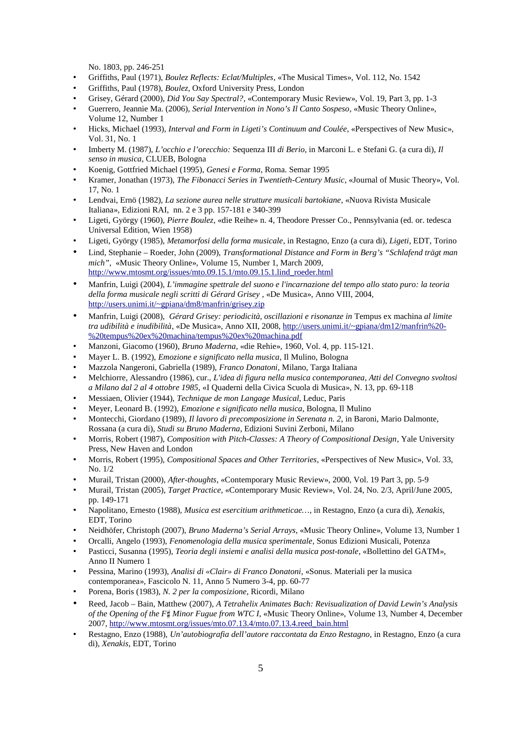No. 1803, pp. 246-251

- Griffiths, Paul (1971), *Boulez Reflects: Eclat/Multiples*, «The Musical Times», Vol. 112, No. 1542
- Griffiths, Paul (1978), *Boulez*, Oxford University Press, London
- Grisey, Gérard (2000), *Did You Say Spectral?*, «Contemporary Music Review», Vol. 19, Part 3, pp. 1-3
- Guerrero, Jeannie Ma. (2006), *Serial Intervention in Nono's Il Canto Sospeso*, «Music Theory Online», Volume 12, Number 1
- Hicks, Michael (1993), *Interval and Form in Ligeti's Continuum and Coulée*, «Perspectives of New Music», Vol. 31, No. 1
- Imberty M. (1987), *L'occhio e l'orecchio:* Sequenza III *di Berio*, in Marconi L. e Stefani G. (a cura di), *Il senso in musica*, CLUEB, Bologna
- Koenig, Gottfried Michael (1995), *Genesi e Forma*, Roma. Semar 1995
- Kramer, Jonathan (1973), *The Fibonacci Series in Twentieth-Century Music*, «Journal of Music Theory», Vol. 17, No. 1
- Lendvai, Ernö (1982), *La sezione aurea nelle strutture musicali bartokiane*, «Nuova Rivista Musicale Italiana», Edizioni RAI, nn. 2 e 3 pp. 157-181 e 340-399
- Ligeti, György (1960), *Pierre Boulez*, «die Reihe» n. 4, Theodore Presser Co., Pennsylvania (ed. or. tedesca Universal Edition, Wien 1958)
- Ligeti, György (1985), *Metamorfosi della forma musicale*, in Restagno, Enzo (a cura di), *Ligeti*, EDT, Torino
- Lind, Stephanie – Roeder, John (2009), *Transformational Distance and Form in Berg's "Schlafend trägt man mich"*, «Music Theory Online», Volume 15, Number 1, March 2009, http://www.mtosmt.org/issues/mto.09.15.1/mto.09.15.1.lind_roeder.html
- Manfrin, Luigi (2004), *L'immagine spettrale del suono e l'incarnazione del tempo allo stato puro: la teoria della forma musicale negli scritti di Gérard Grisey* , «De Musica», Anno VIII, 2004, http://users.unimi.it/~gpiana/dm8/manfrin/grisey.zip
- Manfrin, Luigi (2008), *Gérard Grisey: periodicità, oscillazioni e risonanze in* Tempus ex machina *al limite tra udibilità e inudibilità*, «De Musica», Anno XII, 2008, http://users.unimi.it/~gpiana/dm12/manfrin%20-%20tempus%20ex%20machina/tempus%20ex%20machina.pdf
- Manzoni, Giacomo (1960), *Bruno Maderna*, «die Rehie», 1960, Vol. 4, pp. 115-121.
- Mayer L. B. (1992), *Emozione e significato nella musica*, Il Mulino, Bologna
- Mazzola Nangeroni, Gabriella (1989), *Franco Donatoni*, Milano, Targa Italiana
- Melchiorre, Alessandro (1986), cur., *L'idea di figura nella musica contemporanea, Atti del Convegno svoltosi a Milano dal 2 al 4 ottobre 1985*, «I Quaderni della Civica Scuola di Musica», N. 13, pp. 69-118
- Messiaen, Olivier (1944), *Technique de mon Langage Musical*, Leduc, Paris
- Meyer, Leonard B. (1992), *Emozione e significato nella musica*, Bologna, Il Mulino
- Montecchi, Giordano (1989), *Il lavoro di precomposizione in Serenata n. 2*, in Baroni, Mario Dalmonte, Rossana (a cura di), *Studi su Bruno Maderna*, Edizioni Suvini Zerboni, Milano
- Morris, Robert (1987), *Composition with Pitch-Classes: A Theory of Compositional Design*, Yale University Press, New Haven and London
- Morris, Robert (1995), *Compositional Spaces and Other Territories*, «Perspectives of New Music», Vol. 33, No. 1/2
- Murail, Tristan (2000), *After-thoughts*, «Contemporary Music Review», 2000, Vol. 19 Part 3, pp. 5-9
- Murail, Tristan (2005), *Target Practice*, «Contemporary Music Review», Vol. 24, No. 2/3, April/June 2005, pp. 149-171
- Napolitano, Ernesto (1988), *Musica est esercitium arithmeticae…*, in Restagno, Enzo (a cura di), *Xenakis*, EDT, Torino
- Neidhöfer, Christoph (2007), *Bruno Maderna's Serial Arrays*, «Music Theory Online», Volume 13, Number 1
- Orcalli, Angelo (1993), *Fenomenologia della musica sperimentale*, Sonus Edizioni Musicali, Potenza
- Pasticci, Susanna (1995), *Teoria degli insiemi e analisi della musica post-tonale*, «Bollettino del GATM», Anno II Numero 1
- Pessina, Marino (1993), *Analisi di «Clair» di Franco Donatoni*, «Sonus. Materiali per la musica contemporanea», Fascicolo N. 11, Anno 5 Numero 3-4, pp. 60-77
- Porena, Boris (1983), *N. 2 per la composizione*, Ricordi, Milano
- Reed, Jacob – Bain, Matthew (2007), *A Tetrahelix Animates Bach: Revisualization of David Lewin's Analysis of the Opening of the F♯ Minor Fugue from WTC I*, «Music Theory Online», Volume 13, Number 4, December 2007, http://www.mtosmt.org/issues/mto.07.13.4/mto.07.13.4.reed_bain.html
- Restagno, Enzo (1988), *Un'autobiografia dell'autore raccontata da Enzo Restagno*, in Restagno, Enzo (a cura di), *Xenakis*, EDT, Torino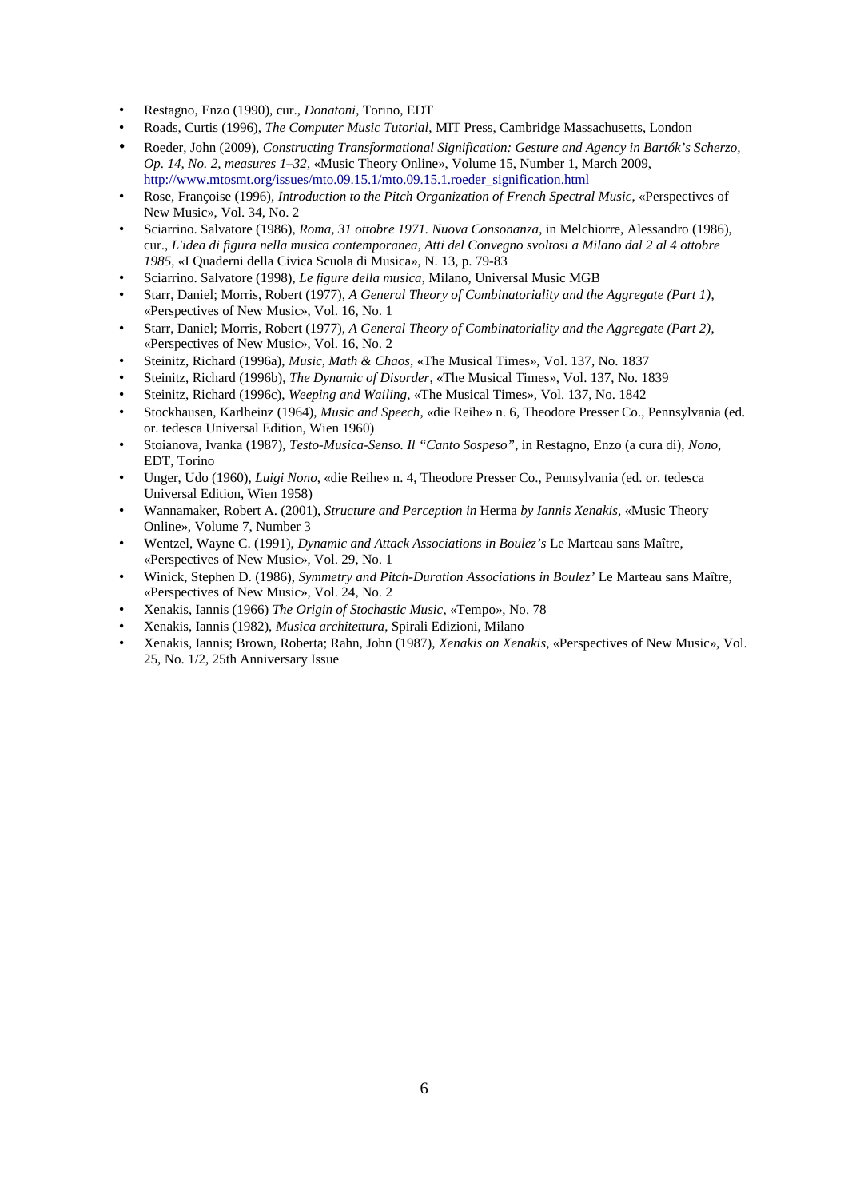- Restagno, Enzo (1990), cur., *Donatoni*, Torino, EDT
- Roads, Curtis (1996), *The Computer Music Tutorial*, MIT Press, Cambridge Massachusetts, London
- Roeder, John (2009), *Constructing Transformational Signification: Gesture and Agency in Bartók's Scherzo, Op. 14, No. 2, measures 1–32*, «Music Theory Online», Volume 15, Number 1, March 2009, http://www.mtosmt.org/issues/mto.09.15.1/mto.09.15.1.roeder_signification.html
- Rose, Françoise (1996), *Introduction to the Pitch Organization of French Spectral Music*, «Perspectives of New Music», Vol. 34, No. 2
- Sciarrino. Salvatore (1986), *Roma, 31 ottobre 1971. Nuova Consonanza*, in Melchiorre, Alessandro (1986), cur., *L'idea di figura nella musica contemporanea, Atti del Convegno svoltosi a Milano dal 2 al 4 ottobre 1985*, «I Quaderni della Civica Scuola di Musica», N. 13, p. 79-83
- Sciarrino. Salvatore (1998), *Le figure della musica*, Milano, Universal Music MGB
- Starr, Daniel; Morris, Robert (1977), *A General Theory of Combinatoriality and the Aggregate (Part 1)*, «Perspectives of New Music», Vol. 16, No. 1
- Starr, Daniel; Morris, Robert (1977), *A General Theory of Combinatoriality and the Aggregate (Part 2)*, «Perspectives of New Music», Vol. 16, No. 2
- Steinitz, Richard (1996a), *Music, Math & Chaos*, «The Musical Times», Vol. 137, No. 1837
- Steinitz, Richard (1996b), *The Dynamic of Disorder*, «The Musical Times», Vol. 137, No. 1839
- Steinitz, Richard (1996c), *Weeping and Wailing*, «The Musical Times», Vol. 137, No. 1842
- Stockhausen, Karlheinz (1964), *Music and Speech*, «die Reihe» n. 6, Theodore Presser Co., Pennsylvania (ed. or. tedesca Universal Edition, Wien 1960)
- Stoianova, Ivanka (1987), *Testo-Musica-Senso. Il "Canto Sospeso"*, in Restagno, Enzo (a cura di), *Nono*, EDT, Torino
- Unger, Udo (1960), *Luigi Nono*, «die Reihe» n. 4, Theodore Presser Co., Pennsylvania (ed. or. tedesca Universal Edition, Wien 1958)
- Wannamaker, Robert A. (2001), *Structure and Perception in* Herma *by Iannis Xenakis*, «Music Theory Online», Volume 7, Number 3
- Wentzel, Wayne C. (1991), *Dynamic and Attack Associations in Boulez's* Le Marteau sans Maître, «Perspectives of New Music», Vol. 29, No. 1
- Winick, Stephen D. (1986), *Symmetry and Pitch-Duration Associations in Boulez'* Le Marteau sans Maître, «Perspectives of New Music», Vol. 24, No. 2
- Xenakis, Iannis (1966) *The Origin of Stochastic Music*, «Tempo», No. 78
- Xenakis, Iannis (1982), *Musica architettura*, Spirali Edizioni, Milano
- Xenakis, Iannis; Brown, Roberta; Rahn, John (1987), *Xenakis on Xenakis*, «Perspectives of New Music», Vol. 25, No. 1/2, 25th Anniversary Issue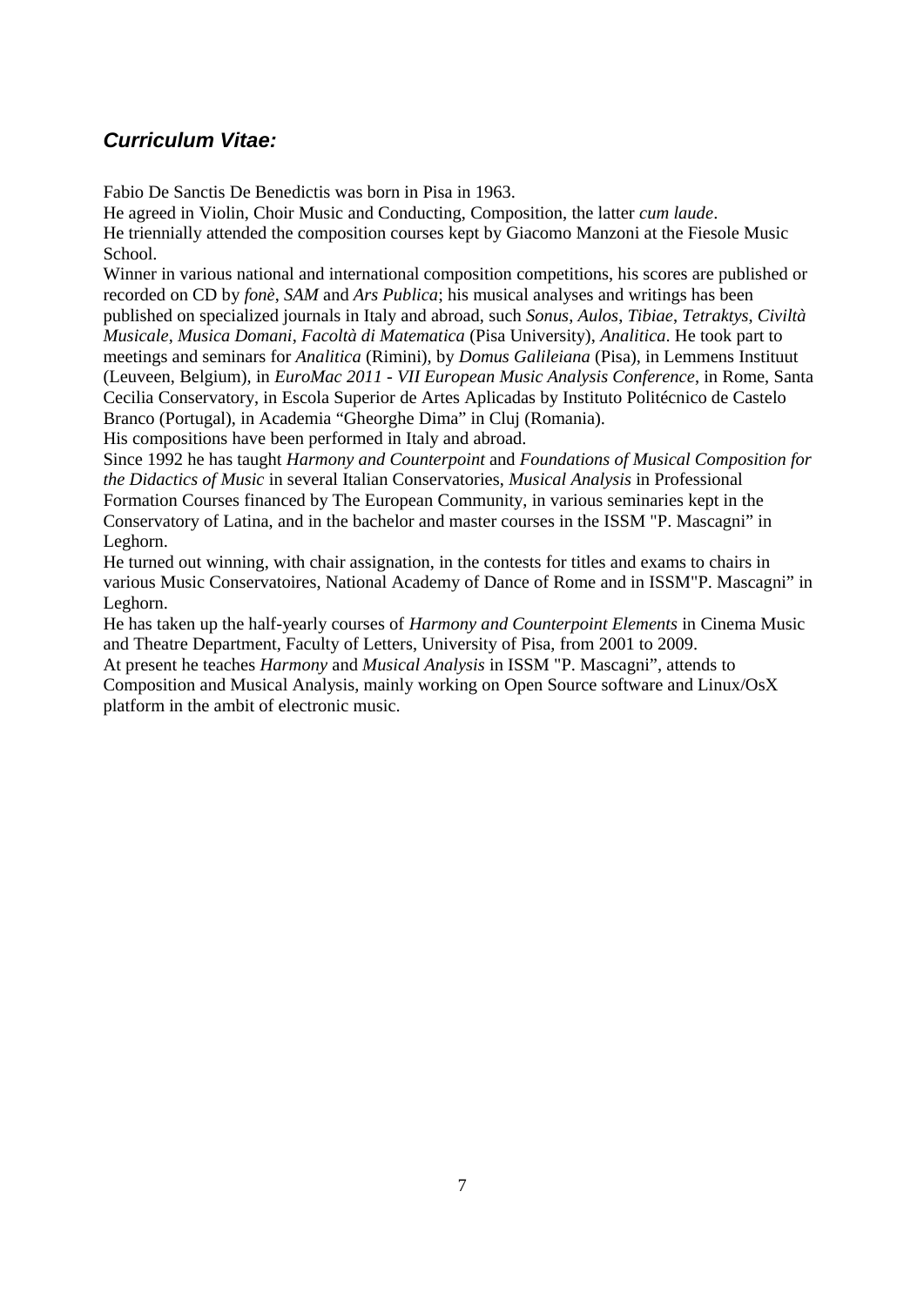## *Curriculum Vitae:*

Fabio De Sanctis De Benedictis was born in Pisa in 1963.
He agreed in Violin, Choir Music and Conducting, Composition, the latter *cum laude*.
He triennially attended the composition courses kept by Giacomo Manzoni at the Fiesole Music School.
Winner in various national and international composition competitions, his scores are published or recorded on CD by *fonè*, *SAM* and *Ars Publica*; his musical analyses and writings has been published on specialized journals in Italy and abroad, such *Sonus*, *Aulos*, *Tibiae*, *Tetraktys*, *Civiltà Musicale*, *Musica Domani*, *Facoltà di Matematica* (Pisa University), *Analitica*. He took part to meetings and seminars for *Analitica* (Rimini), by *Domus Galileiana* (Pisa), in Lemmens Instituut (Leuveen, Belgium), in *EuroMac 2011 - VII European Music Analysis Conference*, in Rome, Santa Cecilia Conservatory, in Escola Superior de Artes Aplicadas by Instituto Politécnico de Castelo Branco (Portugal), in Academia "Gheorghe Dima" in Cluj (Romania).
His compositions have been performed in Italy and abroad.
Since 1992 he has taught *Harmony and Counterpoint* and *Foundations of Musical Composition for the Didactics of Music* in several Italian Conservatories, *Musical Analysis* in Professional Formation Courses financed by The European Community, in various seminaries kept in the Conservatory of Latina, and in the bachelor and master courses in the ISSM "P. Mascagni" in Leghorn.
He turned out winning, with chair assignation, in the contests for titles and exams to chairs in various Music Conservatoires, National Academy of Dance of Rome and in ISSM"P. Mascagni" in Leghorn.
He has taken up the half-yearly courses of *Harmony and Counterpoint Elements* in Cinema Music and Theatre Department, Faculty of Letters, University of Pisa, from 2001 to 2009.
At present he teaches *Harmony* and *Musical Analysis* in ISSM "P. Mascagni", attends to Composition and Musical Analysis, mainly working on Open Source software and Linux/OsX platform in the ambit of electronic music.